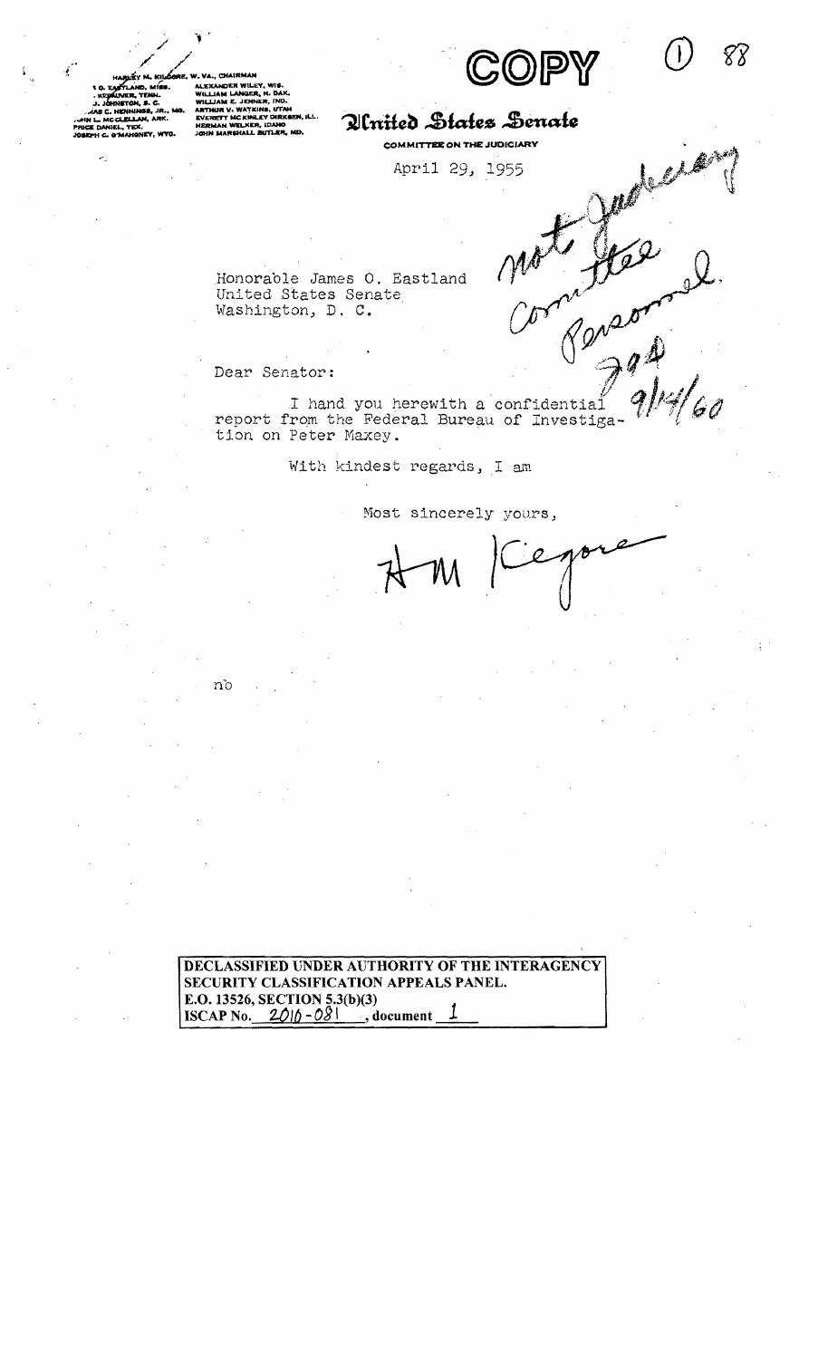COPY

HARLEY M. KILGORE, W. VA., CHAIRMAN

J. O. EASTLAND, MISS.
E. KEFAUVER, TENN.
O. J. JOHNSTON, S. C.
THOMAS C. HENNINGS, JR., MO.
JOHN L. MCCLELLAN, ARK.
PRICE DANIEL, TEX.
JOSEPH C. O'MAHONEY, WYO.

ALEXANDER WILEY, WIS.
WILLIAM LANGER, N. DAK.
WILLIAM E. JENNER, IND.
ARTHUR V. WATKINS, UTAH
EVERETT MC KINLEY DIRKSEN, ILL.
HERMAN WELKER, IDAHO
JOHN MARSHALL BUTLER, MD.

# United States Senate

COMMITTEE ON THE JUDICIARY

April 29, 1955

not Judiciary Committee Personnel. JGS 9/14/60

Honorable James O. Eastland
United States Senate
Washington, D. C.

Dear Senator:

I hand you herewith a confidential report from the Federal Bureau of Investigation on Peter Maxey.

With kindest regards, I am

Most sincerely yours,

HM Kilgore

nb

DECLASSIFIED UNDER AUTHORITY OF THE INTERAGENCY SECURITY CLASSIFICATION APPEALS PANEL.
E.O. 13526, SECTION 5.3(b)(3)
ISCAP No. 2016-081, document 1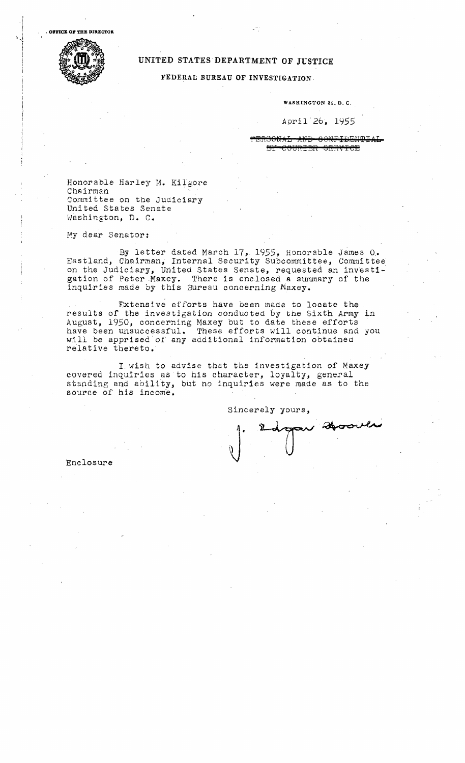OFFICE OF THE DIRECTOR

UNITED STATES DEPARTMENT OF JUSTICE

FEDERAL BUREAU OF INVESTIGATION

WASHINGTON 25, D. C.

April 26, 1955

~~PERSONAL AND CONFIDENTIAL~~
~~BY COURIER SERVICE~~

Honorable Harley M. Kilgore
Chairman
Committee on the Judiciary
United States Senate
Washington, D. C.

My dear Senator:

By letter dated March 17, 1955, Honorable James O. Eastland, Chairman, Internal Security Subcommittee, Committee on the Judiciary, United States Senate, requested an investigation of Peter Maxey. There is enclosed a summary of the inquiries made by this Bureau concerning Maxey.

Extensive efforts have been made to locate the results of the investigation conducted by the Sixth Army in August, 1950, concerning Maxey but to date these efforts have been unsuccessful. These efforts will continue and you will be apprised of any additional information obtained relative thereto.

I wish to advise that the investigation of Maxey covered inquiries as to his character, loyalty, general standing and ability, but no inquiries were made as to the source of his income.

Sincerely yours,

J. Edgar Hoover

Enclosure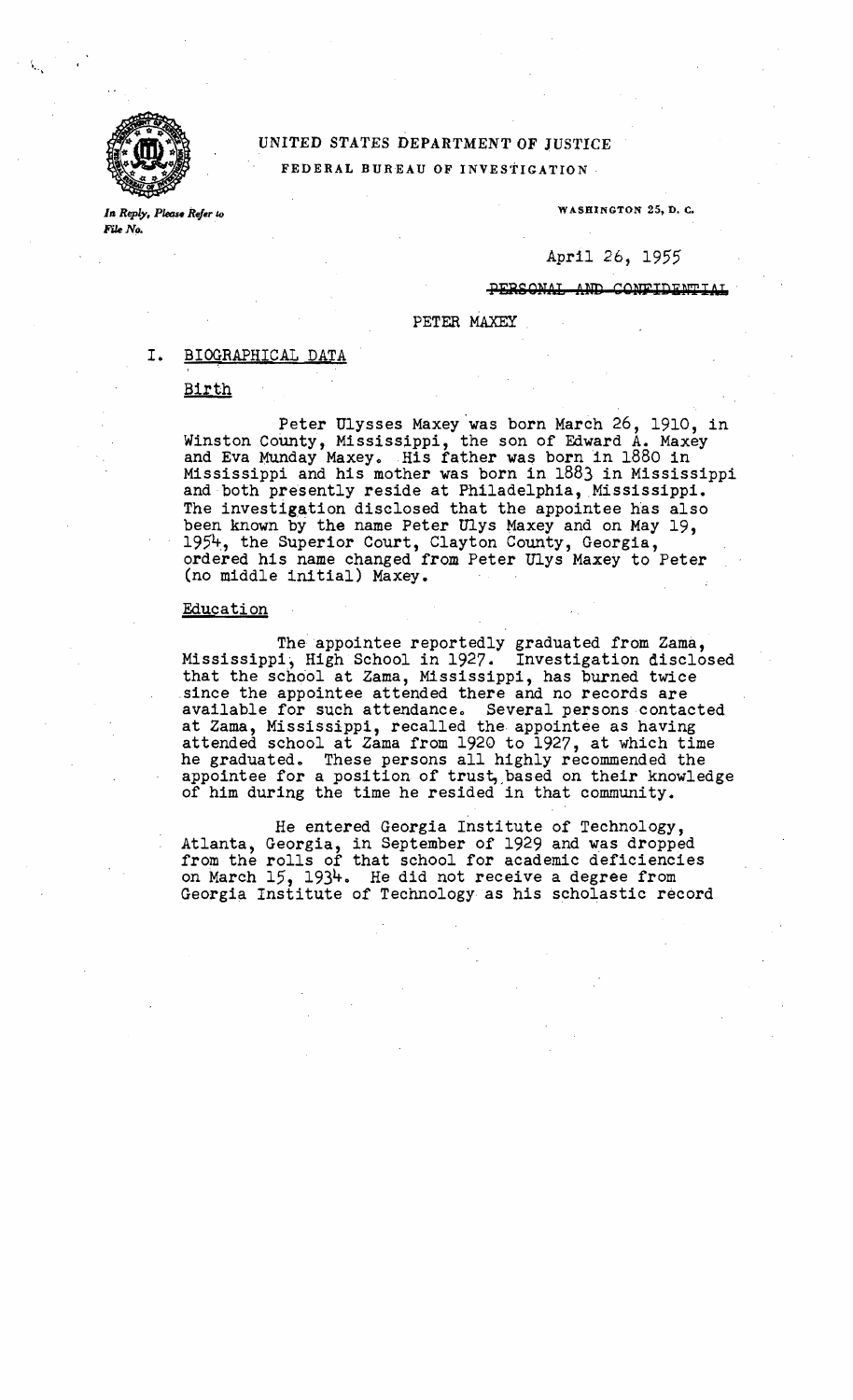UNITED STATES DEPARTMENT OF JUSTICE

FEDERAL BUREAU OF INVESTIGATION

*In Reply, Please Refer to File No.*

WASHINGTON 25, D. C.

April 26, 1955

~~PERSONAL AND CONFIDENTIAL~~

PETER MAXEY

## I. BIOGRAPHICAL DATA

### Birth

Peter Ulysses Maxey was born March 26, 1910, in Winston County, Mississippi, the son of Edward A. Maxey and Eva Munday Maxey. His father was born in 1880 in Mississippi and his mother was born in 1883 in Mississippi and both presently reside at Philadelphia, Mississippi. The investigation disclosed that the appointee has also been known by the name Peter Ulys Maxey and on May 19, 1954, the Superior Court, Clayton County, Georgia, ordered his name changed from Peter Ulys Maxey to Peter (no middle initial) Maxey.

### Education

The appointee reportedly graduated from Zama, Mississippi, High School in 1927. Investigation disclosed that the school at Zama, Mississippi, has burned twice since the appointee attended there and no records are available for such attendance. Several persons contacted at Zama, Mississippi, recalled the appointee as having attended school at Zama from 1920 to 1927, at which time he graduated. These persons all highly recommended the appointee for a position of trust, based on their knowledge of him during the time he resided in that community.

He entered Georgia Institute of Technology, Atlanta, Georgia, in September of 1929 and was dropped from the rolls of that school for academic deficiencies on March 15, 1934. He did not receive a degree from Georgia Institute of Technology as his scholastic record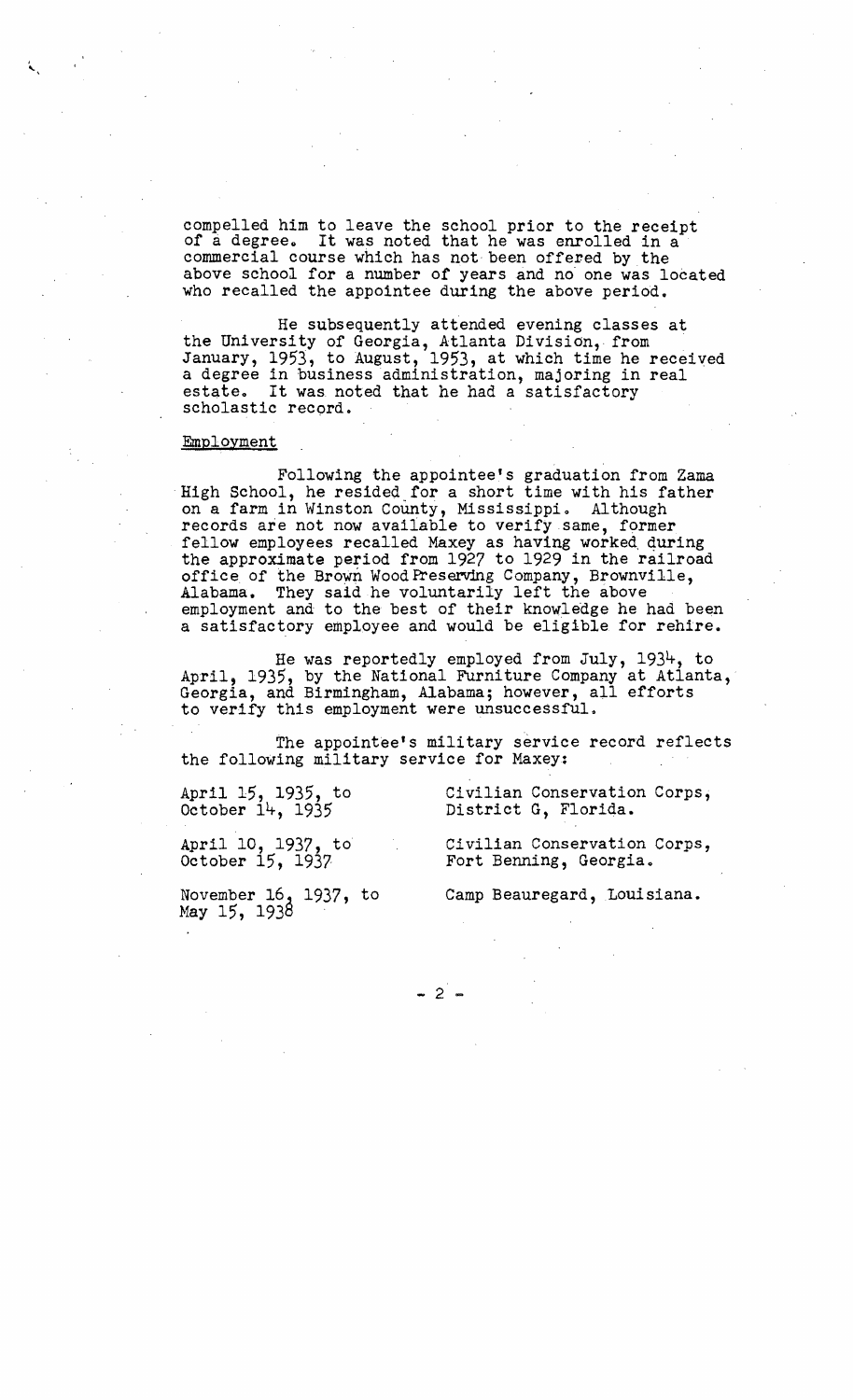compelled him to leave the school prior to the receipt of a degree. It was noted that he was enrolled in a commercial course which has not been offered by the above school for a number of years and no one was located who recalled the appointee during the above period.

He subsequently attended evening classes at the University of Georgia, Atlanta Division, from January, 1953, to August, 1953, at which time he received a degree in business administration, majoring in real estate. It was noted that he had a satisfactory scholastic record.

## Employment

Following the appointee's graduation from Zama High School, he resided for a short time with his father on a farm in Winston County, Mississippi. Although records are not now available to verify same, former fellow employees recalled Maxey as having worked during the approximate period from 1927 to 1929 in the railroad office of the Brown Wood Preserving Company, Brownville, Alabama. They said he voluntarily left the above employment and to the best of their knowledge he had been a satisfactory employee and would be eligible for rehire.

He was reportedly employed from July, 1934, to April, 1935, by the National Furniture Company at Atlanta, Georgia, and Birmingham, Alabama; however, all efforts to verify this employment were unsuccessful.

The appointee's military service record reflects the following military service for Maxey:

| | |
|---|---|
| April 15, 1935, to October 14, 1935 | Civilian Conservation Corps, District G, Florida. |
| April 10, 1937, to October 15, 1937 | Civilian Conservation Corps, Fort Benning, Georgia. |
| November 16, 1937, to May 15, 1938 | Camp Beauregard, Louisiana. |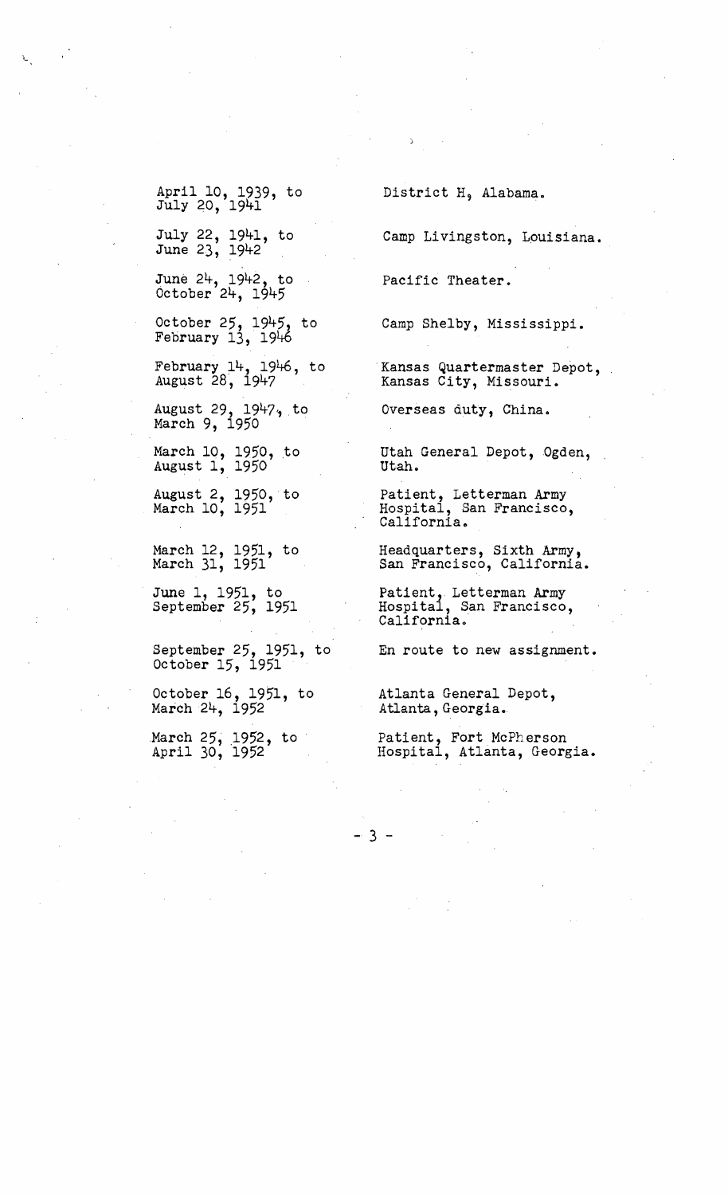| | |
|---|---|
| April 10, 1939, to July 20, 1941 | District H, Alabama. |
| July 22, 1941, to June 23, 1942 | Camp Livingston, Louisiana. |
| June 24, 1942, to October 24, 1945 | Pacific Theater. |
| October 25, 1945, to February 13, 1946 | Camp Shelby, Mississippi. |
| February 14, 1946, to August 28, 1947 | Kansas Quartermaster Depot, Kansas City, Missouri. |
| August 29, 1947, to March 9, 1950 | Overseas duty, China. |
| March 10, 1950, to August 1, 1950 | Utah General Depot, Ogden, Utah. |
| August 2, 1950, to March 10, 1951 | Patient, Letterman Army Hospital, San Francisco, California. |
| March 12, 1951, to March 31, 1951 | Headquarters, Sixth Army, San Francisco, California. |
| June 1, 1951, to September 25, 1951 | Patient, Letterman Army Hospital, San Francisco, California. |
| September 25, 1951, to October 15, 1951 | En route to new assignment. |
| October 16, 1951, to March 24, 1952 | Atlanta General Depot, Atlanta, Georgia. |
| March 25, 1952, to April 30, 1952 | Patient, Fort McPherson Hospital, Atlanta, Georgia. |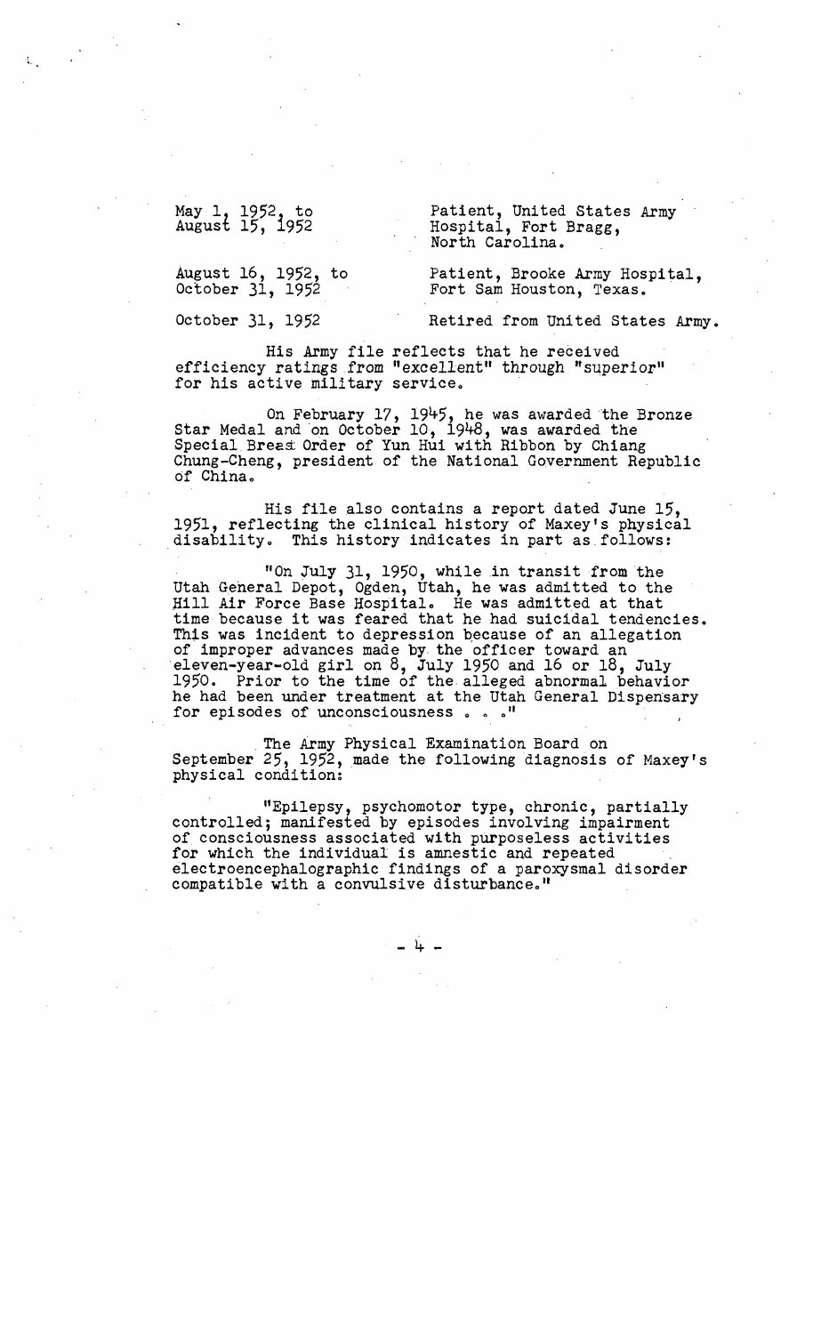| | |
|---|---|
| May 1, 1952, to August 15, 1952 | Patient, United States Army Hospital, Fort Bragg, North Carolina. |
| August 16, 1952, to October 31, 1952 | Patient, Brooke Army Hospital, Fort Sam Houston, Texas. |
| October 31, 1952 | Retired from United States Army. |

His Army file reflects that he received efficiency ratings from "excellent" through "superior" for his active military service.

On February 17, 1945, he was awarded the Bronze Star Medal and on October 10, 1948, was awarded the Special Breast Order of Yun Hui with Ribbon by Chiang Chung-Cheng, president of the National Government Republic of China.

His file also contains a report dated June 15, 1951, reflecting the clinical history of Maxey's physical disability. This history indicates in part as follows:

"On July 31, 1950, while in transit from the Utah General Depot, Ogden, Utah, he was admitted to the Hill Air Force Base Hospital. He was admitted at that time because it was feared that he had suicidal tendencies. This was incident to depression because of an allegation of improper advances made by the officer toward an eleven-year-old girl on 8, July 1950 and 16 or 18, July 1950. Prior to the time of the alleged abnormal behavior he had been under treatment at the Utah General Dispensary for episodes of unconsciousness . . ."

The Army Physical Examination Board on September 25, 1952, made the following diagnosis of Maxey's physical condition:

"Epilepsy, psychomotor type, chronic, partially controlled; manifested by episodes involving impairment of consciousness associated with purposeless activities for which the individual is amnestic and repeated electroencephalographic findings of a paroxysmal disorder compatible with a convulsive disturbance."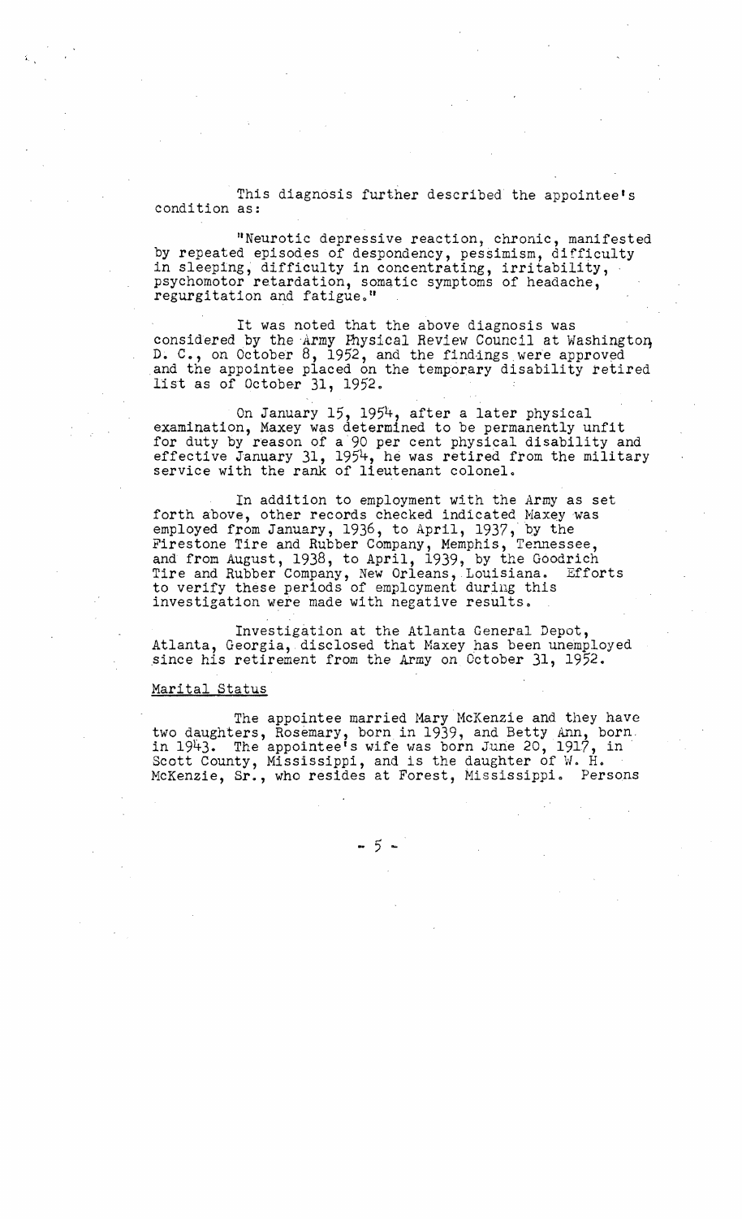This diagnosis further described the appointee's condition as:

"Neurotic depressive reaction, chronic, manifested by repeated episodes of despondency, pessimism, difficulty in sleeping, difficulty in concentrating, irritability, psychomotor retardation, somatic symptoms of headache, regurgitation and fatigue."

It was noted that the above diagnosis was considered by the Army Physical Review Council at Washington, D. C., on October 8, 1952, and the findings were approved and the appointee placed on the temporary disability retired list as of October 31, 1952.

On January 15, 1954, after a later physical examination, Maxey was determined to be permanently unfit for duty by reason of a 90 per cent physical disability and effective January 31, 1954, he was retired from the military service with the rank of lieutenant colonel.

In addition to employment with the Army as set forth above, other records checked indicated Maxey was employed from January, 1936, to April, 1937, by the Firestone Tire and Rubber Company, Memphis, Tennessee, and from August, 1938, to April, 1939, by the Goodrich Tire and Rubber Company, New Orleans, Louisiana. Efforts to verify these periods of employment during this investigation were made with negative results.

Investigation at the Atlanta General Depot, Atlanta, Georgia, disclosed that Maxey has been unemployed since his retirement from the Army on October 31, 1952.

<u>Marital Status</u>

The appointee married Mary McKenzie and they have two daughters, Rosemary, born in 1939, and Betty Ann, born in 1943. The appointee's wife was born June 20, 1917, in Scott County, Mississippi, and is the daughter of W. H. McKenzie, Sr., who resides at Forest, Mississippi. Persons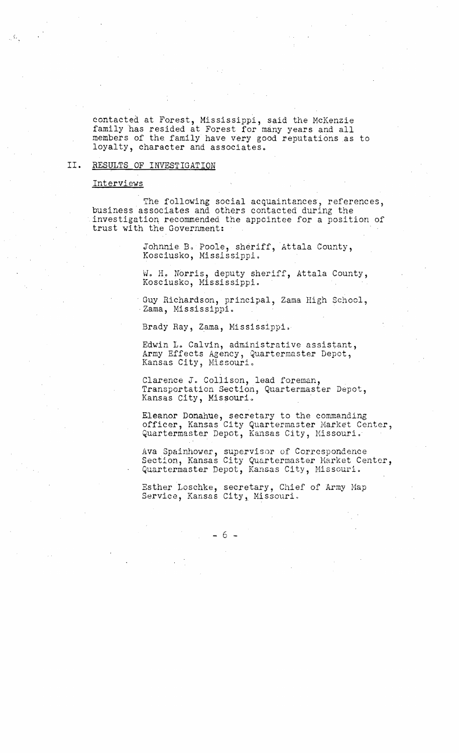contacted at Forest, Mississippi, said the McKenzie family has resided at Forest for many years and all members of the family have very good reputations as to loyalty, character and associates.

## II. RESULTS OF INVESTIGATION

### Interviews

The following social acquaintances, references, business associates and others contacted during the investigation recommended the appointee for a position of trust with the Government:

Johnnie B. Poole, sheriff, Attala County, Kosciusko, Mississippi.

W. H. Norris, deputy sheriff, Attala County, Kosciusko, Mississippi.

Guy Richardson, principal, Zama High School, Zama, Mississippi.

Brady Ray, Zama, Mississippi.

Edwin L. Calvin, administrative assistant, Army Effects Agency, Quartermaster Depot, Kansas City, Missouri.

Clarence J. Collison, lead foreman, Transportation Section, Quartermaster Depot, Kansas City, Missouri.

Eleanor Donahue, secretary to the commanding officer, Kansas City Quartermaster Market Center, Quartermaster Depot, Kansas City, Missouri.

Ava Spainhower, supervisor of Correspondence Section, Kansas City Quartermaster Market Center, Quartermaster Depot, Kansas City, Missouri.

Esther Loschke, secretary, Chief of Army Map Service, Kansas City, Missouri.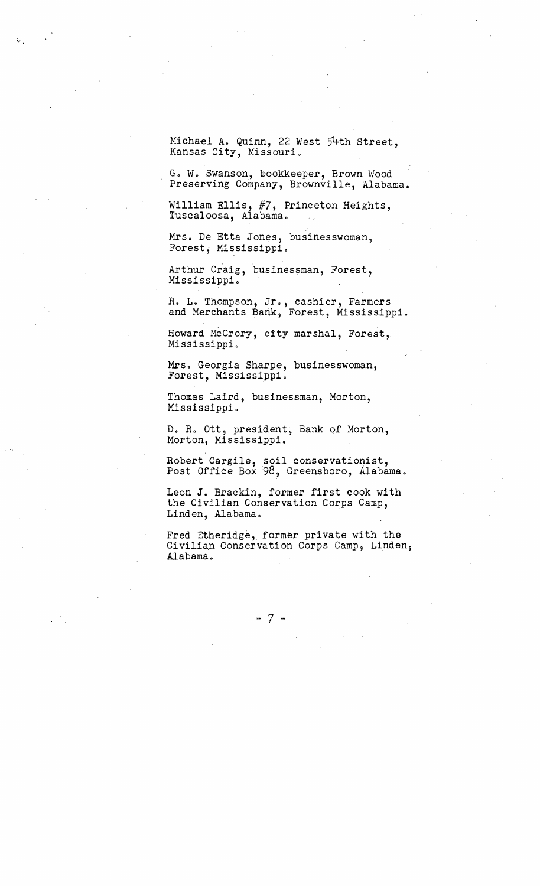Michael A. Quinn, 22 West 54th Street, Kansas City, Missouri.

G. W. Swanson, bookkeeper, Brown Wood Preserving Company, Brownville, Alabama.

William Ellis, #7, Princeton Heights, Tuscaloosa, Alabama.

Mrs. De Etta Jones, businesswoman, Forest, Mississippi.

Arthur Craig, businessman, Forest, Mississippi.

R. L. Thompson, Jr., cashier, Farmers and Merchants Bank, Forest, Mississippi.

Howard McCrory, city marshal, Forest, Mississippi.

Mrs. Georgia Sharpe, businesswoman, Forest, Mississippi.

Thomas Laird, businessman, Morton, Mississippi.

D. R. Ott, president, Bank of Morton, Morton, Mississippi.

Robert Cargile, soil conservationist, Post Office Box 98, Greensboro, Alabama.

Leon J. Brackin, former first cook with the Civilian Conservation Corps Camp, Linden, Alabama.

Fred Etheridge, former private with the Civilian Conservation Corps Camp, Linden, Alabama.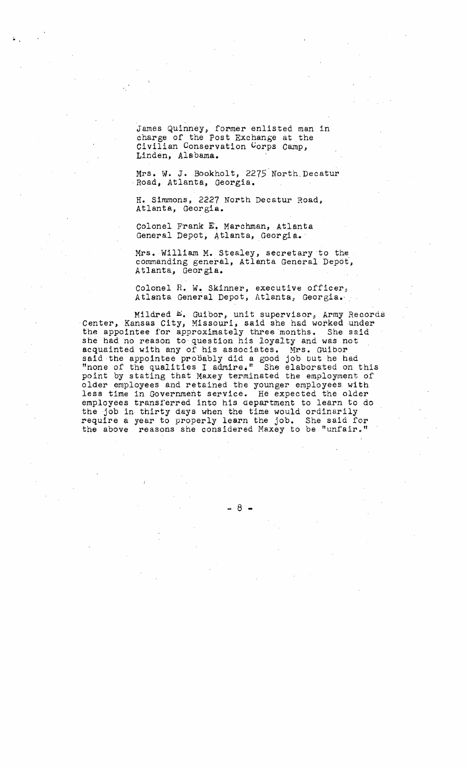James Quinney, former enlisted man in charge of the Post Exchange at the Civilian Conservation Corps Camp, Linden, Alabama.

Mrs. W. J. Bookholt, 2275 North Decatur Road, Atlanta, Georgia.

H. Simmons, 2227 North Decatur Road, Atlanta, Georgia.

Colonel Frank E. Marchman, Atlanta General Depot, Atlanta, Georgia.

Mrs. William M. Stealey, secretary to the commanding general, Atlanta General Depot, Atlanta, Georgia.

Colonel R. W. Skinner, executive officer, Atlanta General Depot, Atlanta, Georgia.

Mildred E. Guibor, unit supervisor, Army Records Center, Kansas City, Missouri, said she had worked under the appointee for approximately three months. She said she had no reason to question his loyalty and was not acquainted with any of his associates. Mrs. Guibor said the appointee probably did a good job but he had "none of the qualities I admire." She elaborated on this point by stating that Maxey terminated the employment of older employees and retained the younger employees with less time in Government service. He expected the older employees transferred into his department to learn to do the job in thirty days when the time would ordinarily require a year to properly learn the job. She said for the above reasons she considered Maxey to be "unfair."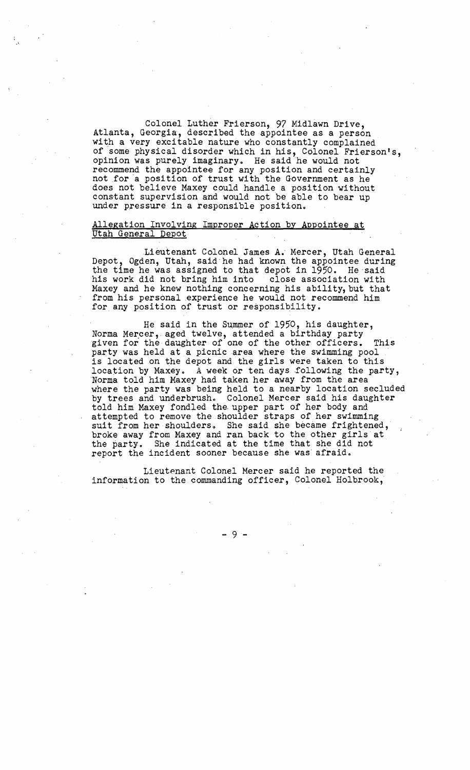Colonel Luther Frierson, 97 Midlawn Drive, Atlanta, Georgia, described the appointee as a person with a very excitable nature who constantly complained of some physical disorder which in his, Colonel Frierson's, opinion was purely imaginary. He said he would not recommend the appointee for any position and certainly not for a position of trust with the Government as he does not believe Maxey could handle a position without constant supervision and would not be able to bear up under pressure in a responsible position.

<u>Allegation Involving Improper Action by Appointee at Utah General Depot</u>

Lieutenant Colonel James A. Mercer, Utah General Depot, Ogden, Utah, said he had known the appointee during the time he was assigned to that depot in 1950. He said his work did not bring him into close association with Maxey and he knew nothing concerning his ability, but that from his personal experience he would not recommend him for any position of trust or responsibility.

He said in the Summer of 1950, his daughter, Norma Mercer, aged twelve, attended a birthday party given for the daughter of one of the other officers. This party was held at a picnic area where the swimming pool is located on the depot and the girls were taken to this location by Maxey. A week or ten days following the party, Norma told him Maxey had taken her away from the area where the party was being held to a nearby location secluded by trees and underbrush. Colonel Mercer said his daughter told him Maxey fondled the upper part of her body and attempted to remove the shoulder straps of her swimming suit from her shoulders. She said she became frightened, broke away from Maxey and ran back to the other girls at the party. She indicated at the time that she did not report the incident sooner because she was afraid.

Lieutenant Colonel Mercer said he reported the information to the commanding officer, Colonel Holbrook,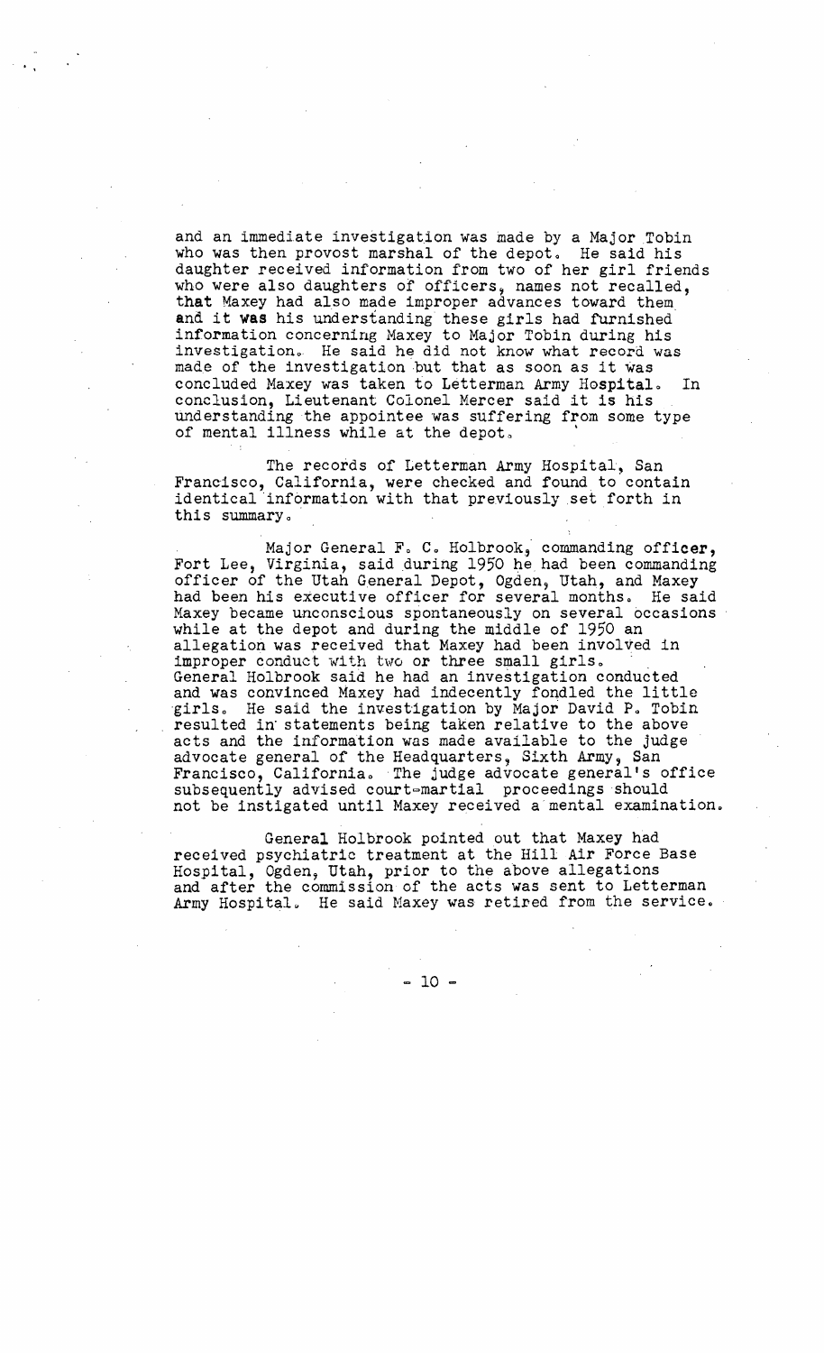and an immediate investigation was made by a Major Tobin who was then provost marshal of the depot. He said his daughter received information from two of her girl friends who were also daughters of officers, names not recalled, that Maxey had also made improper advances toward them and it was his understanding these girls had furnished information concerning Maxey to Major Tobin during his investigation. He said he did not know what record was made of the investigation but that as soon as it was concluded Maxey was taken to Letterman Army Hospital. In conclusion, Lieutenant Colonel Mercer said it is his understanding the appointee was suffering from some type of mental illness while at the depot.

The records of Letterman Army Hospital, San Francisco, California, were checked and found to contain identical information with that previously set forth in this summary.

Major General F. C. Holbrook, commanding officer, Fort Lee, Virginia, said during 1950 he had been commanding officer of the Utah General Depot, Ogden, Utah, and Maxey had been his executive officer for several months. He said Maxey became unconscious spontaneously on several occasions while at the depot and during the middle of 1950 an allegation was received that Maxey had been involved in improper conduct with two or three small girls. General Holbrook said he had an investigation conducted and was convinced Maxey had indecently fondled the little girls. He said the investigation by Major David P. Tobin resulted in statements being taken relative to the above acts and the information was made available to the judge advocate general of the Headquarters, Sixth Army, San Francisco, California. The judge advocate general's office subsequently advised court-martial proceedings should not be instigated until Maxey received a mental examination.

General Holbrook pointed out that Maxey had received psychiatric treatment at the Hill Air Force Base Hospital, Ogden, Utah, prior to the above allegations and after the commission of the acts was sent to Letterman Army Hospital. He said Maxey was retired from the service.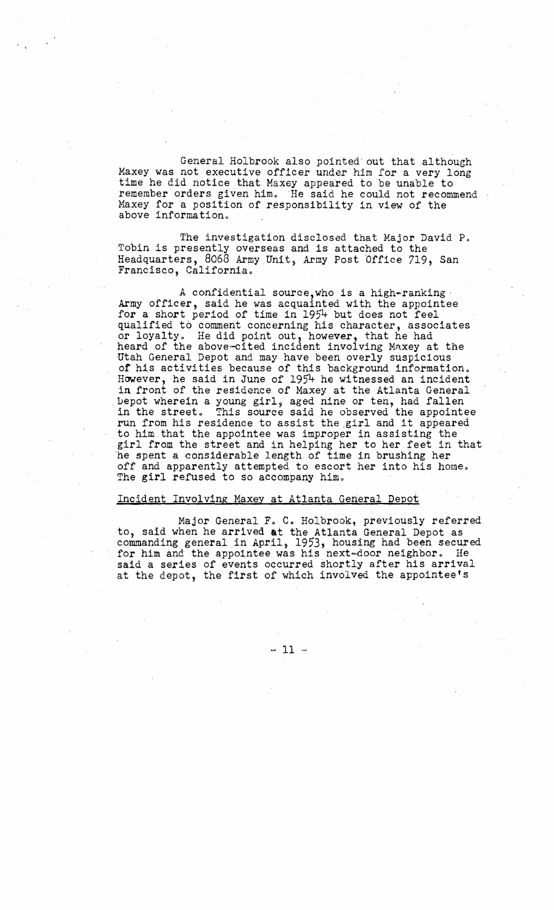General Holbrook also pointed out that although Maxey was not executive officer under him for a very long time he did notice that Maxey appeared to be unable to remember orders given him. He said he could not recommend Maxey for a position of responsibility in view of the above information.

The investigation disclosed that Major David P. Tobin is presently overseas and is attached to the Headquarters, 8068 Army Unit, Army Post Office 719, San Francisco, California.

A confidential source, who is a high-ranking Army officer, said he was acquainted with the appointee for a short period of time in 1954 but does not feel qualified to comment concerning his character, associates or loyalty. He did point out, however, that he had heard of the above-cited incident involving Maxey at the Utah General Depot and may have been overly suspicious of his activities because of this background information. However, he said in June of 1954 he witnessed an incident in front of the residence of Maxey at the Atlanta General Depot wherein a young girl, aged nine or ten, had fallen in the street. This source said he observed the appointee run from his residence to assist the girl and it appeared to him that the appointee was improper in assisting the girl from the street and in helping her to her feet in that he spent a considerable length of time in brushing her off and apparently attempted to escort her into his home. The girl refused to so accompany him.

Incident Involving Maxey at Atlanta General Depot

Major General F. C. Holbrook, previously referred to, said when he arrived at the Atlanta General Depot as commanding general in April, 1953, housing had been secured for him and the appointee was his next-door neighbor. He said a series of events occurred shortly after his arrival at the depot, the first of which involved the appointee's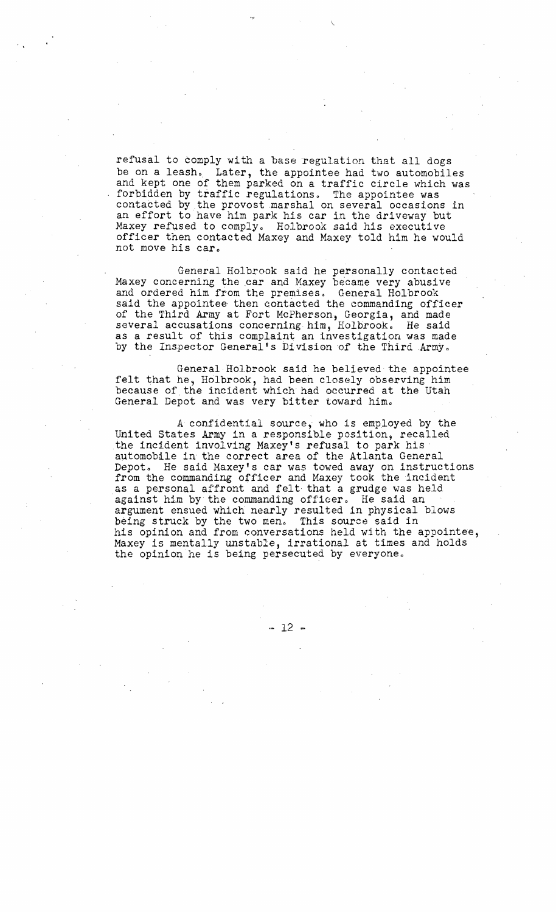refusal to comply with a base regulation that all dogs be on a leash. Later, the appointee had two automobiles and kept one of them parked on a traffic circle which was forbidden by traffic regulations. The appointee was contacted by the provost marshal on several occasions in an effort to have him park his car in the driveway but Maxey refused to comply. Holbrook said his executive officer then contacted Maxey and Maxey told him he would not move his car.

General Holbrook said he personally contacted Maxey concerning the car and Maxey became very abusive and ordered him from the premises. General Holbrook said the appointee then contacted the commanding officer of the Third Army at Fort McPherson, Georgia, and made several accusations concerning him, Holbrook. He said as a result of this complaint an investigation was made by the Inspector General's Division of the Third Army.

General Holbrook said he believed the appointee felt that he, Holbrook, had been closely observing him because of the incident which had occurred at the Utah General Depot and was very bitter toward him.

A confidential source, who is employed by the United States Army in a responsible position, recalled the incident involving Maxey's refusal to park his automobile in the correct area of the Atlanta General Depot. He said Maxey's car was towed away on instructions from the commanding officer and Maxey took the incident as a personal affront and felt that a grudge was held against him by the commanding officer. He said an argument ensued which nearly resulted in physical blows being struck by the two men. This source said in his opinion and from conversations held with the appointee, Maxey is mentally unstable, irrational at times and holds the opinion he is being persecuted by everyone.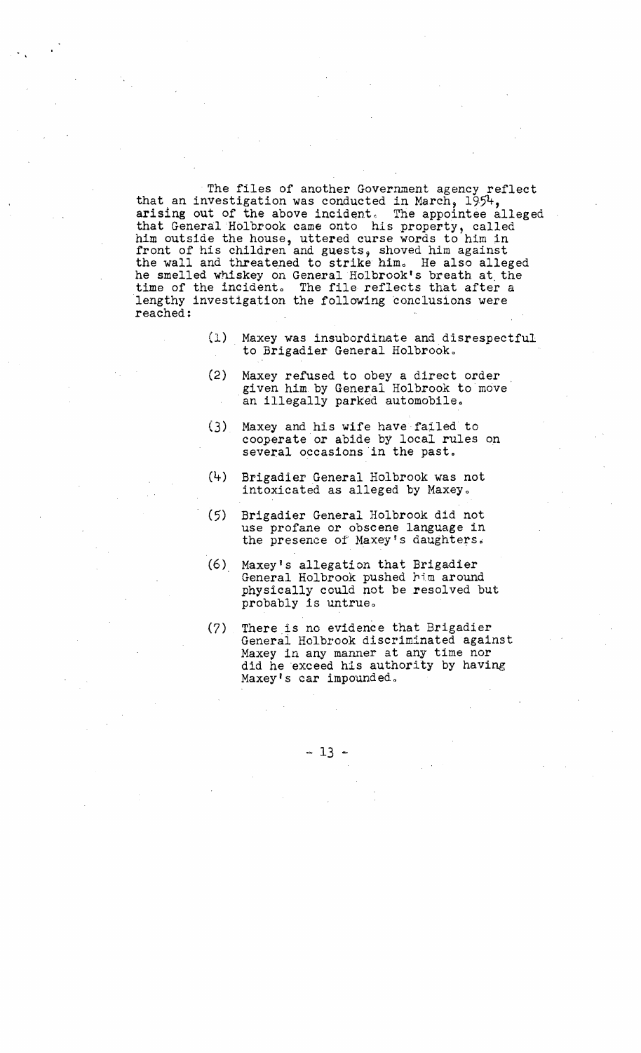The files of another Government agency reflect that an investigation was conducted in March, 1954, arising out of the above incident. The appointee alleged that General Holbrook came onto his property, called him outside the house, uttered curse words to him in front of his children and guests, shoved him against the wall and threatened to strike him. He also alleged he smelled whiskey on General Holbrook's breath at the time of the incident. The file reflects that after a lengthy investigation the following conclusions were reached:

(1) Maxey was insubordinate and disrespectful to Brigadier General Holbrook.

(2) Maxey refused to obey a direct order given him by General Holbrook to move an illegally parked automobile.

(3) Maxey and his wife have failed to cooperate or abide by local rules on several occasions in the past.

(4) Brigadier General Holbrook was not intoxicated as alleged by Maxey.

(5) Brigadier General Holbrook did not use profane or obscene language in the presence of Maxey's daughters.

(6) Maxey's allegation that Brigadier General Holbrook pushed him around physically could not be resolved but probably is untrue.

(7) There is no evidence that Brigadier General Holbrook discriminated against Maxey in any manner at any time nor did he exceed his authority by having Maxey's car impounded.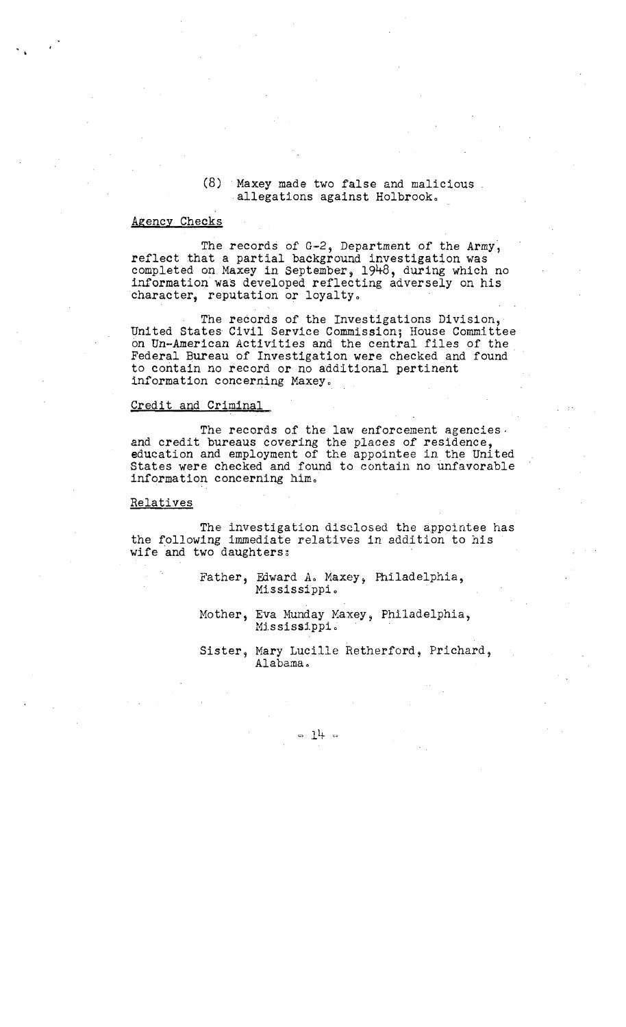(8) Maxey made two false and malicious allegations against Holbrook.

Agency Checks

The records of G-2, Department of the Army, reflect that a partial background investigation was completed on Maxey in September, 1948, during which no information was developed reflecting adversely on his character, reputation or loyalty.

The records of the Investigations Division, United States Civil Service Commission; House Committee on Un-American Activities and the central files of the Federal Bureau of Investigation were checked and found to contain no record or no additional pertinent information concerning Maxey.

Credit and Criminal

The records of the law enforcement agencies and credit bureaus covering the places of residence, education and employment of the appointee in the United States were checked and found to contain no unfavorable information concerning him.

Relatives

The investigation disclosed the appointee has the following immediate relatives in addition to his wife and two daughters:

Father, Edward A. Maxey, Philadelphia, Mississippi.

Mother, Eva Munday Maxey, Philadelphia, Mississippi.

Sister, Mary Lucille Retherford, Prichard, Alabama.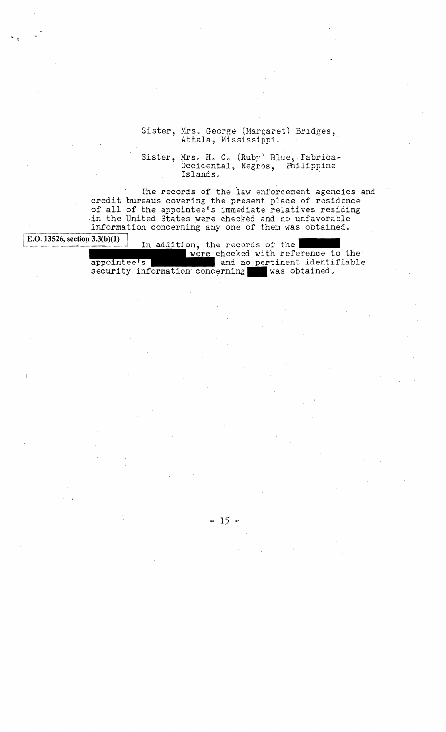Sister, Mrs. George (Margaret) Bridges, Attala, Mississippi.

Sister, Mrs. H. C. (Ruby) Blue, Fabrica-Occidental, Negros, Philippine Islands.

The records of the law enforcement agencies and credit bureaus covering the present place of residence of all of the appointee's immediate relatives residing in the United States were checked and no unfavorable information concerning any one of them was obtained.

E.O. 13526, section 3.3(b)(1)

In addition, the records of the ████ ████ were checked with reference to the appointee's ████ and no pertinent identifiable security information concerning ████ was obtained.